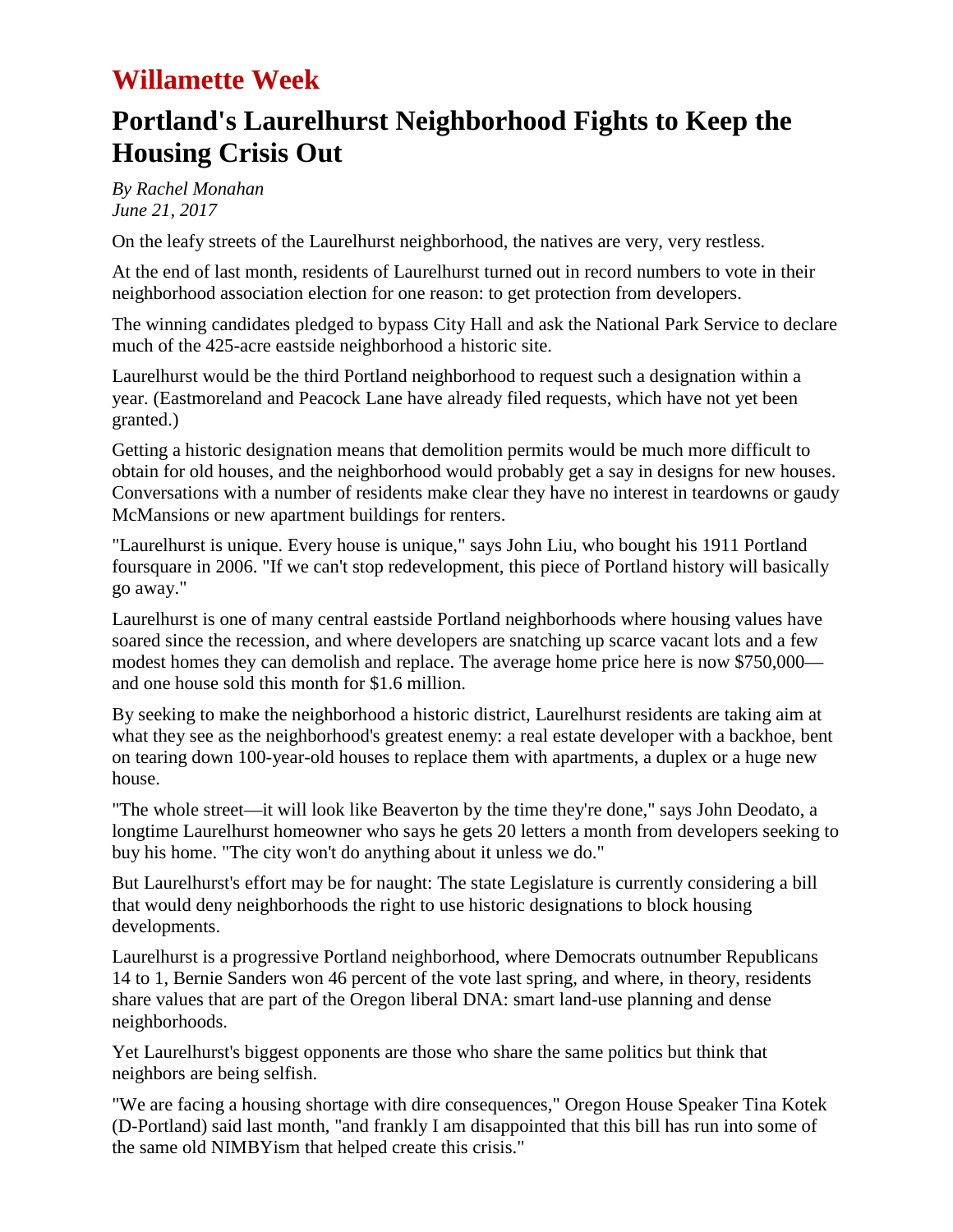# Willamette Week

## Portland's Laurelhurst Neighborhood Fights to Keep the Housing Crisis Out

*By Rachel Monahan*
*June 21, 2017*

On the leafy streets of the Laurelhurst neighborhood, the natives are very, very restless.

At the end of last month, residents of Laurelhurst turned out in record numbers to vote in their neighborhood association election for one reason: to get protection from developers.

The winning candidates pledged to bypass City Hall and ask the National Park Service to declare much of the 425-acre eastside neighborhood a historic site.

Laurelhurst would be the third Portland neighborhood to request such a designation within a year. (Eastmoreland and Peacock Lane have already filed requests, which have not yet been granted.)

Getting a historic designation means that demolition permits would be much more difficult to obtain for old houses, and the neighborhood would probably get a say in designs for new houses. Conversations with a number of residents make clear they have no interest in teardowns or gaudy McMansions or new apartment buildings for renters.

"Laurelhurst is unique. Every house is unique," says John Liu, who bought his 1911 Portland foursquare in 2006. "If we can't stop redevelopment, this piece of Portland history will basically go away."

Laurelhurst is one of many central eastside Portland neighborhoods where housing values have soared since the recession, and where developers are snatching up scarce vacant lots and a few modest homes they can demolish and replace. The average home price here is now $750,000—and one house sold this month for $1.6 million.

By seeking to make the neighborhood a historic district, Laurelhurst residents are taking aim at what they see as the neighborhood's greatest enemy: a real estate developer with a backhoe, bent on tearing down 100-year-old houses to replace them with apartments, a duplex or a huge new house.

"The whole street—it will look like Beaverton by the time they're done," says John Deodato, a longtime Laurelhurst homeowner who says he gets 20 letters a month from developers seeking to buy his home. "The city won't do anything about it unless we do."

But Laurelhurst's effort may be for naught: The state Legislature is currently considering a bill that would deny neighborhoods the right to use historic designations to block housing developments.

Laurelhurst is a progressive Portland neighborhood, where Democrats outnumber Republicans 14 to 1, Bernie Sanders won 46 percent of the vote last spring, and where, in theory, residents share values that are part of the Oregon liberal DNA: smart land-use planning and dense neighborhoods.

Yet Laurelhurst's biggest opponents are those who share the same politics but think that neighbors are being selfish.

"We are facing a housing shortage with dire consequences," Oregon House Speaker Tina Kotek (D-Portland) said last month, "and frankly I am disappointed that this bill has run into some of the same old NIMBYism that helped create this crisis."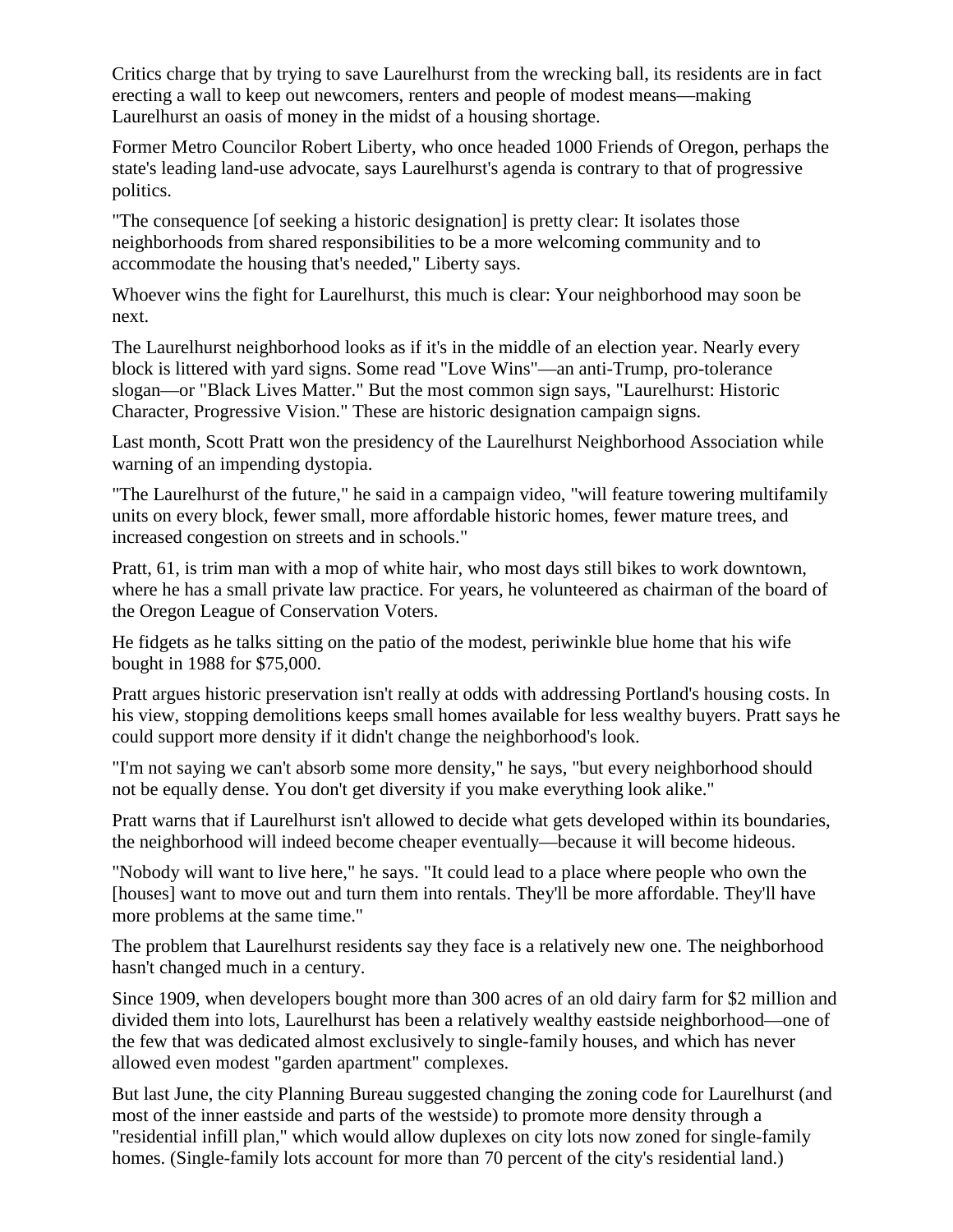Critics charge that by trying to save Laurelhurst from the wrecking ball, its residents are in fact erecting a wall to keep out newcomers, renters and people of modest means—making Laurelhurst an oasis of money in the midst of a housing shortage.

Former Metro Councilor Robert Liberty, who once headed 1000 Friends of Oregon, perhaps the state's leading land-use advocate, says Laurelhurst's agenda is contrary to that of progressive politics.

"The consequence [of seeking a historic designation] is pretty clear: It isolates those neighborhoods from shared responsibilities to be a more welcoming community and to accommodate the housing that's needed," Liberty says.

Whoever wins the fight for Laurelhurst, this much is clear: Your neighborhood may soon be next.

The Laurelhurst neighborhood looks as if it's in the middle of an election year. Nearly every block is littered with yard signs. Some read "Love Wins"—an anti-Trump, pro-tolerance slogan—or "Black Lives Matter." But the most common sign says, "Laurelhurst: Historic Character, Progressive Vision." These are historic designation campaign signs.

Last month, Scott Pratt won the presidency of the Laurelhurst Neighborhood Association while warning of an impending dystopia.

"The Laurelhurst of the future," he said in a campaign video, "will feature towering multifamily units on every block, fewer small, more affordable historic homes, fewer mature trees, and increased congestion on streets and in schools."

Pratt, 61, is trim man with a mop of white hair, who most days still bikes to work downtown, where he has a small private law practice. For years, he volunteered as chairman of the board of the Oregon League of Conservation Voters.

He fidgets as he talks sitting on the patio of the modest, periwinkle blue home that his wife bought in 1988 for $75,000.

Pratt argues historic preservation isn't really at odds with addressing Portland's housing costs. In his view, stopping demolitions keeps small homes available for less wealthy buyers. Pratt says he could support more density if it didn't change the neighborhood's look.

"I'm not saying we can't absorb some more density," he says, "but every neighborhood should not be equally dense. You don't get diversity if you make everything look alike."

Pratt warns that if Laurelhurst isn't allowed to decide what gets developed within its boundaries, the neighborhood will indeed become cheaper eventually—because it will become hideous.

"Nobody will want to live here," he says. "It could lead to a place where people who own the [houses] want to move out and turn them into rentals. They'll be more affordable. They'll have more problems at the same time."

The problem that Laurelhurst residents say they face is a relatively new one. The neighborhood hasn't changed much in a century.

Since 1909, when developers bought more than 300 acres of an old dairy farm for $2 million and divided them into lots, Laurelhurst has been a relatively wealthy eastside neighborhood—one of the few that was dedicated almost exclusively to single-family houses, and which has never allowed even modest "garden apartment" complexes.

But last June, the city Planning Bureau suggested changing the zoning code for Laurelhurst (and most of the inner eastside and parts of the westside) to promote more density through a "residential infill plan," which would allow duplexes on city lots now zoned for single-family homes. (Single-family lots account for more than 70 percent of the city's residential land.)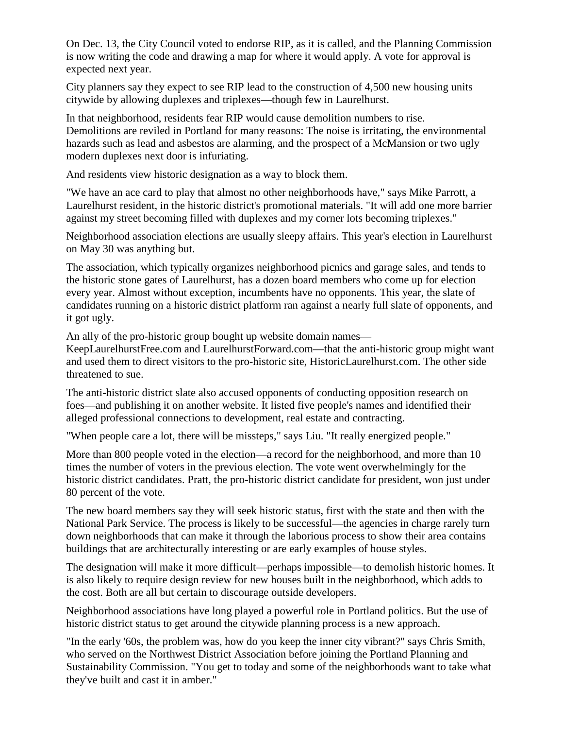On Dec. 13, the City Council voted to endorse RIP, as it is called, and the Planning Commission is now writing the code and drawing a map for where it would apply. A vote for approval is expected next year.

City planners say they expect to see RIP lead to the construction of 4,500 new housing units citywide by allowing duplexes and triplexes—though few in Laurelhurst.

In that neighborhood, residents fear RIP would cause demolition numbers to rise. Demolitions are reviled in Portland for many reasons: The noise is irritating, the environmental hazards such as lead and asbestos are alarming, and the prospect of a McMansion or two ugly modern duplexes next door is infuriating.

And residents view historic designation as a way to block them.

"We have an ace card to play that almost no other neighborhoods have," says Mike Parrott, a Laurelhurst resident, in the historic district's promotional materials. "It will add one more barrier against my street becoming filled with duplexes and my corner lots becoming triplexes."

Neighborhood association elections are usually sleepy affairs. This year's election in Laurelhurst on May 30 was anything but.

The association, which typically organizes neighborhood picnics and garage sales, and tends to the historic stone gates of Laurelhurst, has a dozen board members who come up for election every year. Almost without exception, incumbents have no opponents. This year, the slate of candidates running on a historic district platform ran against a nearly full slate of opponents, and it got ugly.

An ally of the pro-historic group bought up website domain names—KeepLaurelhurstFree.com and LaurelhurstForward.com—that the anti-historic group might want and used them to direct visitors to the pro-historic site, HistoricLaurelhurst.com. The other side threatened to sue.

The anti-historic district slate also accused opponents of conducting opposition research on foes—and publishing it on another website. It listed five people's names and identified their alleged professional connections to development, real estate and contracting.

"When people care a lot, there will be missteps," says Liu. "It really energized people."

More than 800 people voted in the election—a record for the neighborhood, and more than 10 times the number of voters in the previous election. The vote went overwhelmingly for the historic district candidates. Pratt, the pro-historic district candidate for president, won just under 80 percent of the vote.

The new board members say they will seek historic status, first with the state and then with the National Park Service. The process is likely to be successful—the agencies in charge rarely turn down neighborhoods that can make it through the laborious process to show their area contains buildings that are architecturally interesting or are early examples of house styles.

The designation will make it more difficult—perhaps impossible—to demolish historic homes. It is also likely to require design review for new houses built in the neighborhood, which adds to the cost. Both are all but certain to discourage outside developers.

Neighborhood associations have long played a powerful role in Portland politics. But the use of historic district status to get around the citywide planning process is a new approach.

"In the early '60s, the problem was, how do you keep the inner city vibrant?" says Chris Smith, who served on the Northwest District Association before joining the Portland Planning and Sustainability Commission. "You get to today and some of the neighborhoods want to take what they've built and cast it in amber."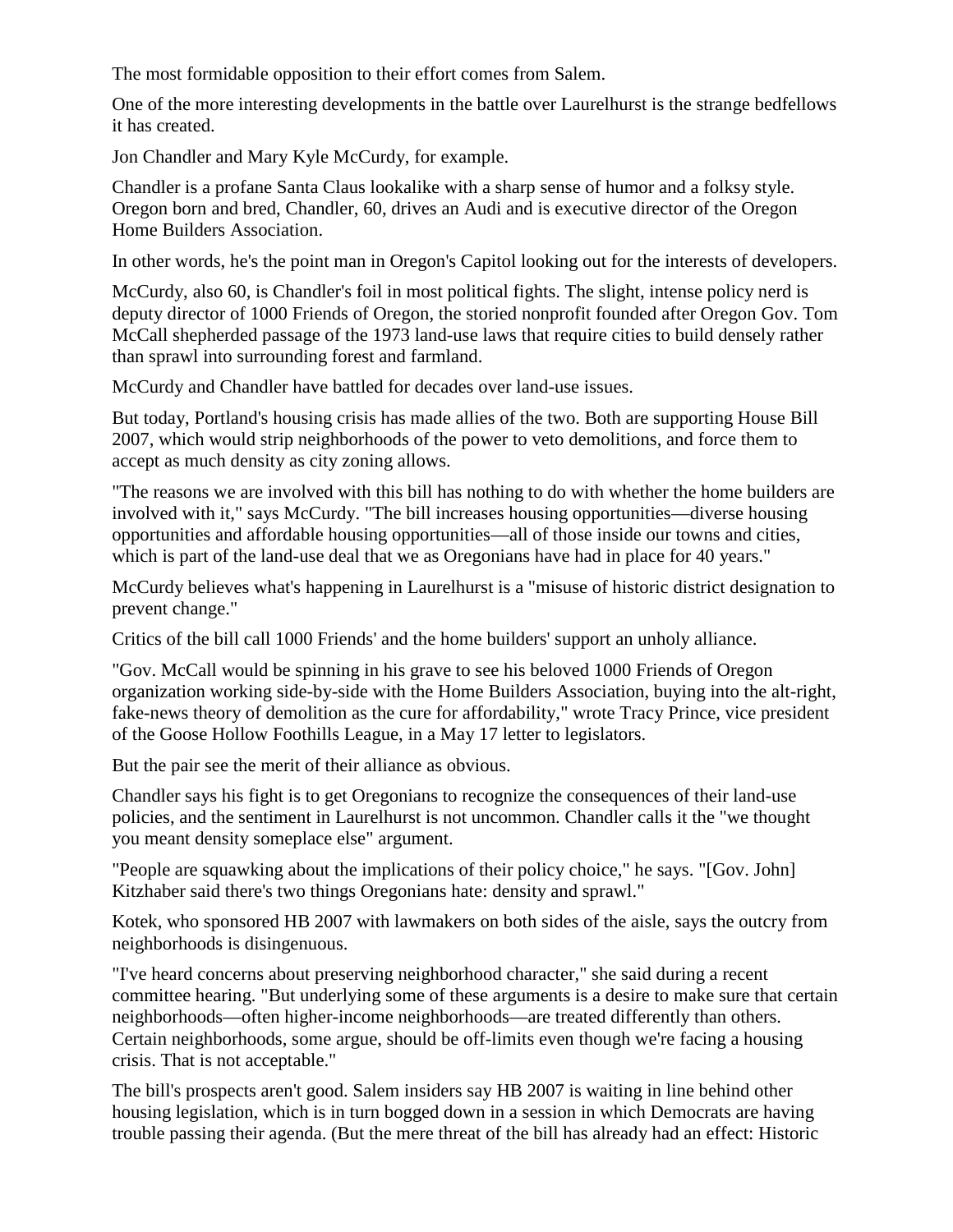The most formidable opposition to their effort comes from Salem.

One of the more interesting developments in the battle over Laurelhurst is the strange bedfellows it has created.

Jon Chandler and Mary Kyle McCurdy, for example.

Chandler is a profane Santa Claus lookalike with a sharp sense of humor and a folksy style. Oregon born and bred, Chandler, 60, drives an Audi and is executive director of the Oregon Home Builders Association.

In other words, he's the point man in Oregon's Capitol looking out for the interests of developers.

McCurdy, also 60, is Chandler's foil in most political fights. The slight, intense policy nerd is deputy director of 1000 Friends of Oregon, the storied nonprofit founded after Oregon Gov. Tom McCall shepherded passage of the 1973 land-use laws that require cities to build densely rather than sprawl into surrounding forest and farmland.

McCurdy and Chandler have battled for decades over land-use issues.

But today, Portland's housing crisis has made allies of the two. Both are supporting House Bill 2007, which would strip neighborhoods of the power to veto demolitions, and force them to accept as much density as city zoning allows.

"The reasons we are involved with this bill has nothing to do with whether the home builders are involved with it," says McCurdy. "The bill increases housing opportunities—diverse housing opportunities and affordable housing opportunities—all of those inside our towns and cities, which is part of the land-use deal that we as Oregonians have had in place for 40 years."

McCurdy believes what's happening in Laurelhurst is a "misuse of historic district designation to prevent change."

Critics of the bill call 1000 Friends' and the home builders' support an unholy alliance.

"Gov. McCall would be spinning in his grave to see his beloved 1000 Friends of Oregon organization working side-by-side with the Home Builders Association, buying into the alt-right, fake-news theory of demolition as the cure for affordability," wrote Tracy Prince, vice president of the Goose Hollow Foothills League, in a May 17 letter to legislators.

But the pair see the merit of their alliance as obvious.

Chandler says his fight is to get Oregonians to recognize the consequences of their land-use policies, and the sentiment in Laurelhurst is not uncommon. Chandler calls it the "we thought you meant density someplace else" argument.

"People are squawking about the implications of their policy choice," he says. "[Gov. John] Kitzhaber said there's two things Oregonians hate: density and sprawl."

Kotek, who sponsored HB 2007 with lawmakers on both sides of the aisle, says the outcry from neighborhoods is disingenuous.

"I've heard concerns about preserving neighborhood character," she said during a recent committee hearing. "But underlying some of these arguments is a desire to make sure that certain neighborhoods—often higher-income neighborhoods—are treated differently than others. Certain neighborhoods, some argue, should be off-limits even though we're facing a housing crisis. That is not acceptable."

The bill's prospects aren't good. Salem insiders say HB 2007 is waiting in line behind other housing legislation, which is in turn bogged down in a session in which Democrats are having trouble passing their agenda. (But the mere threat of the bill has already had an effect: Historic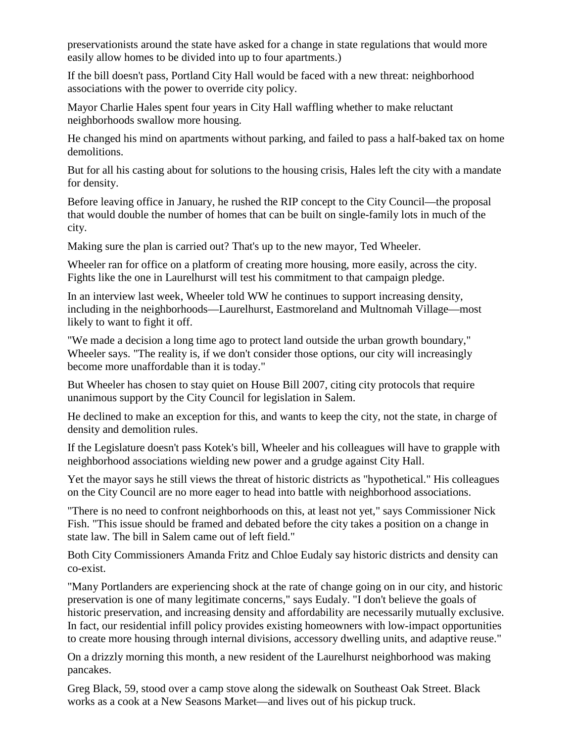preservationists around the state have asked for a change in state regulations that would more easily allow homes to be divided into up to four apartments.)

If the bill doesn't pass, Portland City Hall would be faced with a new threat: neighborhood associations with the power to override city policy.

Mayor Charlie Hales spent four years in City Hall waffling whether to make reluctant neighborhoods swallow more housing.

He changed his mind on apartments without parking, and failed to pass a half-baked tax on home demolitions.

But for all his casting about for solutions to the housing crisis, Hales left the city with a mandate for density.

Before leaving office in January, he rushed the RIP concept to the City Council—the proposal that would double the number of homes that can be built on single-family lots in much of the city.

Making sure the plan is carried out? That's up to the new mayor, Ted Wheeler.

Wheeler ran for office on a platform of creating more housing, more easily, across the city. Fights like the one in Laurelhurst will test his commitment to that campaign pledge.

In an interview last week, Wheeler told WW he continues to support increasing density, including in the neighborhoods—Laurelhurst, Eastmoreland and Multnomah Village—most likely to want to fight it off.

"We made a decision a long time ago to protect land outside the urban growth boundary," Wheeler says. "The reality is, if we don't consider those options, our city will increasingly become more unaffordable than it is today."

But Wheeler has chosen to stay quiet on House Bill 2007, citing city protocols that require unanimous support by the City Council for legislation in Salem.

He declined to make an exception for this, and wants to keep the city, not the state, in charge of density and demolition rules.

If the Legislature doesn't pass Kotek's bill, Wheeler and his colleagues will have to grapple with neighborhood associations wielding new power and a grudge against City Hall.

Yet the mayor says he still views the threat of historic districts as "hypothetical." His colleagues on the City Council are no more eager to head into battle with neighborhood associations.

"There is no need to confront neighborhoods on this, at least not yet," says Commissioner Nick Fish. "This issue should be framed and debated before the city takes a position on a change in state law. The bill in Salem came out of left field."

Both City Commissioners Amanda Fritz and Chloe Eudaly say historic districts and density can co-exist.

"Many Portlanders are experiencing shock at the rate of change going on in our city, and historic preservation is one of many legitimate concerns," says Eudaly. "I don't believe the goals of historic preservation, and increasing density and affordability are necessarily mutually exclusive. In fact, our residential infill policy provides existing homeowners with low-impact opportunities to create more housing through internal divisions, accessory dwelling units, and adaptive reuse."

On a drizzly morning this month, a new resident of the Laurelhurst neighborhood was making pancakes.

Greg Black, 59, stood over a camp stove along the sidewalk on Southeast Oak Street. Black works as a cook at a New Seasons Market—and lives out of his pickup truck.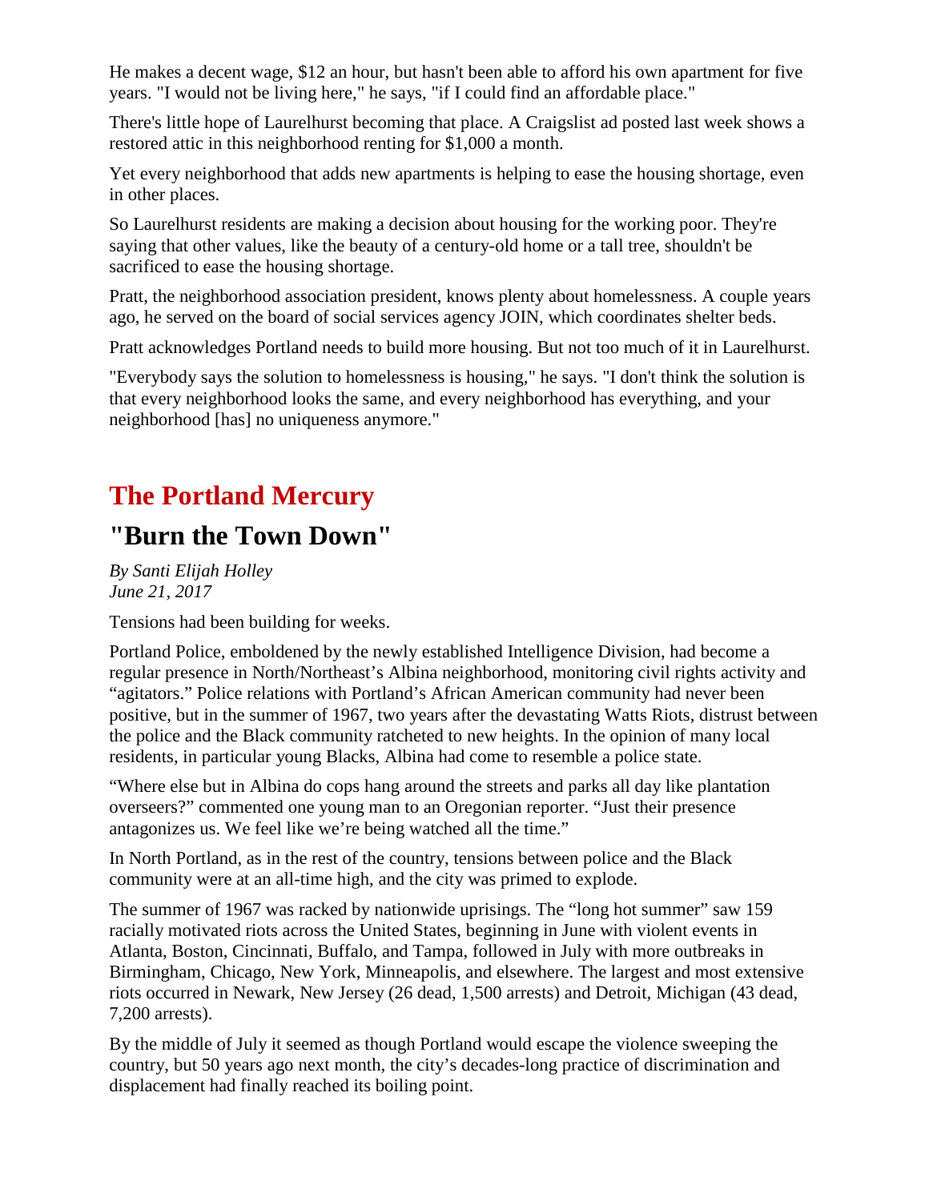He makes a decent wage, $12 an hour, but hasn't been able to afford his own apartment for five years. "I would not be living here," he says, "if I could find an affordable place."

There's little hope of Laurelhurst becoming that place. A Craigslist ad posted last week shows a restored attic in this neighborhood renting for $1,000 a month.

Yet every neighborhood that adds new apartments is helping to ease the housing shortage, even in other places.

So Laurelhurst residents are making a decision about housing for the working poor. They're saying that other values, like the beauty of a century-old home or a tall tree, shouldn't be sacrificed to ease the housing shortage.

Pratt, the neighborhood association president, knows plenty about homelessness. A couple years ago, he served on the board of social services agency JOIN, which coordinates shelter beds.

Pratt acknowledges Portland needs to build more housing. But not too much of it in Laurelhurst.

"Everybody says the solution to homelessness is housing," he says. "I don't think the solution is that every neighborhood looks the same, and every neighborhood has everything, and your neighborhood [has] no uniqueness anymore."

## The Portland Mercury

## "Burn the Town Down"

*By Santi Elijah Holley*
*June 21, 2017*

Tensions had been building for weeks.

Portland Police, emboldened by the newly established Intelligence Division, had become a regular presence in North/Northeast's Albina neighborhood, monitoring civil rights activity and "agitators." Police relations with Portland's African American community had never been positive, but in the summer of 1967, two years after the devastating Watts Riots, distrust between the police and the Black community ratcheted to new heights. In the opinion of many local residents, in particular young Blacks, Albina had come to resemble a police state.

"Where else but in Albina do cops hang around the streets and parks all day like plantation overseers?" commented one young man to an Oregonian reporter. "Just their presence antagonizes us. We feel like we're being watched all the time."

In North Portland, as in the rest of the country, tensions between police and the Black community were at an all-time high, and the city was primed to explode.

The summer of 1967 was racked by nationwide uprisings. The "long hot summer" saw 159 racially motivated riots across the United States, beginning in June with violent events in Atlanta, Boston, Cincinnati, Buffalo, and Tampa, followed in July with more outbreaks in Birmingham, Chicago, New York, Minneapolis, and elsewhere. The largest and most extensive riots occurred in Newark, New Jersey (26 dead, 1,500 arrests) and Detroit, Michigan (43 dead, 7,200 arrests).

By the middle of July it seemed as though Portland would escape the violence sweeping the country, but 50 years ago next month, the city's decades-long practice of discrimination and displacement had finally reached its boiling point.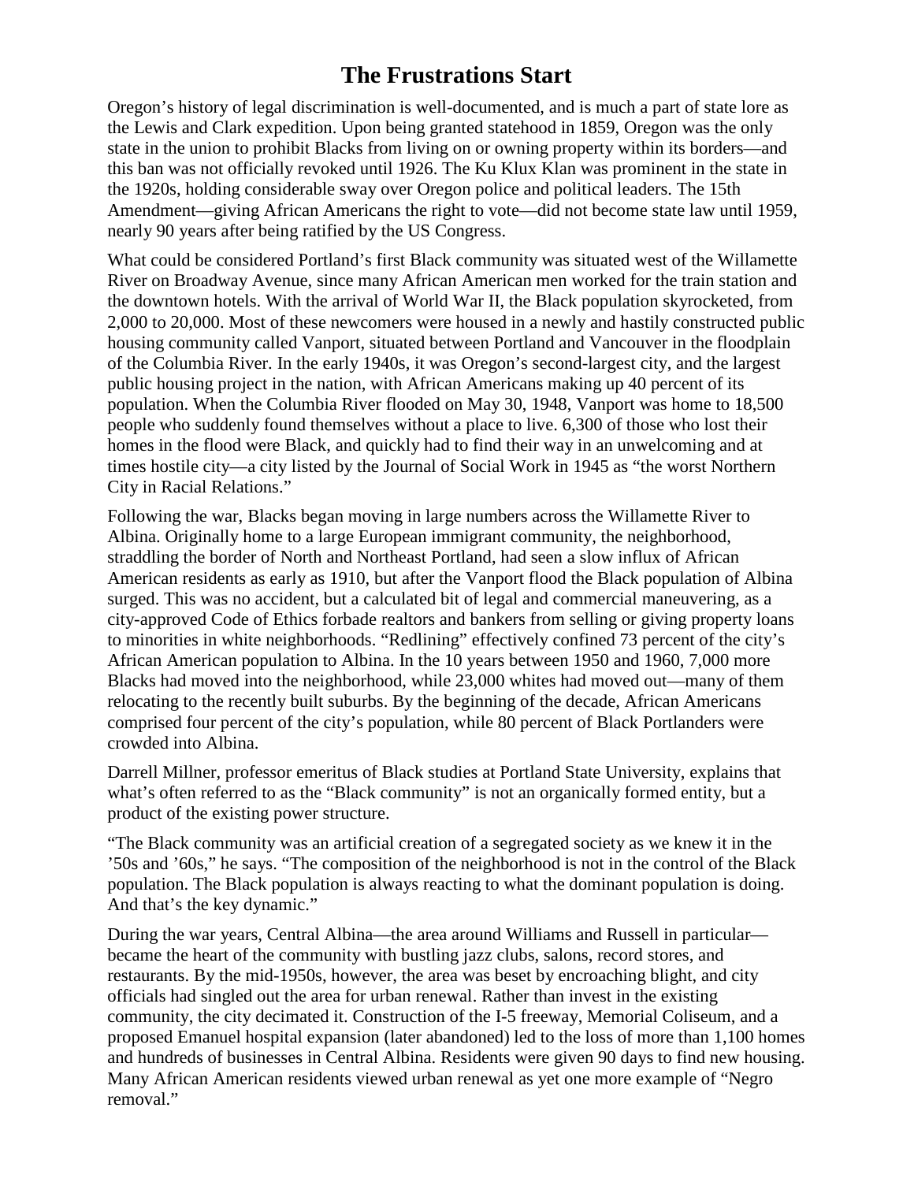# The Frustrations Start

Oregon's history of legal discrimination is well-documented, and is much a part of state lore as the Lewis and Clark expedition. Upon being granted statehood in 1859, Oregon was the only state in the union to prohibit Blacks from living on or owning property within its borders—and this ban was not officially revoked until 1926. The Ku Klux Klan was prominent in the state in the 1920s, holding considerable sway over Oregon police and political leaders. The 15th Amendment—giving African Americans the right to vote—did not become state law until 1959, nearly 90 years after being ratified by the US Congress.

What could be considered Portland's first Black community was situated west of the Willamette River on Broadway Avenue, since many African American men worked for the train station and the downtown hotels. With the arrival of World War II, the Black population skyrocketed, from 2,000 to 20,000. Most of these newcomers were housed in a newly and hastily constructed public housing community called Vanport, situated between Portland and Vancouver in the floodplain of the Columbia River. In the early 1940s, it was Oregon's second-largest city, and the largest public housing project in the nation, with African Americans making up 40 percent of its population. When the Columbia River flooded on May 30, 1948, Vanport was home to 18,500 people who suddenly found themselves without a place to live. 6,300 of those who lost their homes in the flood were Black, and quickly had to find their way in an unwelcoming and at times hostile city—a city listed by the Journal of Social Work in 1945 as "the worst Northern City in Racial Relations."

Following the war, Blacks began moving in large numbers across the Willamette River to Albina. Originally home to a large European immigrant community, the neighborhood, straddling the border of North and Northeast Portland, had seen a slow influx of African American residents as early as 1910, but after the Vanport flood the Black population of Albina surged. This was no accident, but a calculated bit of legal and commercial maneuvering, as a city-approved Code of Ethics forbade realtors and bankers from selling or giving property loans to minorities in white neighborhoods. "Redlining" effectively confined 73 percent of the city's African American population to Albina. In the 10 years between 1950 and 1960, 7,000 more Blacks had moved into the neighborhood, while 23,000 whites had moved out—many of them relocating to the recently built suburbs. By the beginning of the decade, African Americans comprised four percent of the city's population, while 80 percent of Black Portlanders were crowded into Albina.

Darrell Millner, professor emeritus of Black studies at Portland State University, explains that what's often referred to as the "Black community" is not an organically formed entity, but a product of the existing power structure.

"The Black community was an artificial creation of a segregated society as we knew it in the '50s and '60s," he says. "The composition of the neighborhood is not in the control of the Black population. The Black population is always reacting to what the dominant population is doing. And that's the key dynamic."

During the war years, Central Albina—the area around Williams and Russell in particular—became the heart of the community with bustling jazz clubs, salons, record stores, and restaurants. By the mid-1950s, however, the area was beset by encroaching blight, and city officials had singled out the area for urban renewal. Rather than invest in the existing community, the city decimated it. Construction of the I-5 freeway, Memorial Coliseum, and a proposed Emanuel hospital expansion (later abandoned) led to the loss of more than 1,100 homes and hundreds of businesses in Central Albina. Residents were given 90 days to find new housing. Many African American residents viewed urban renewal as yet one more example of "Negro removal."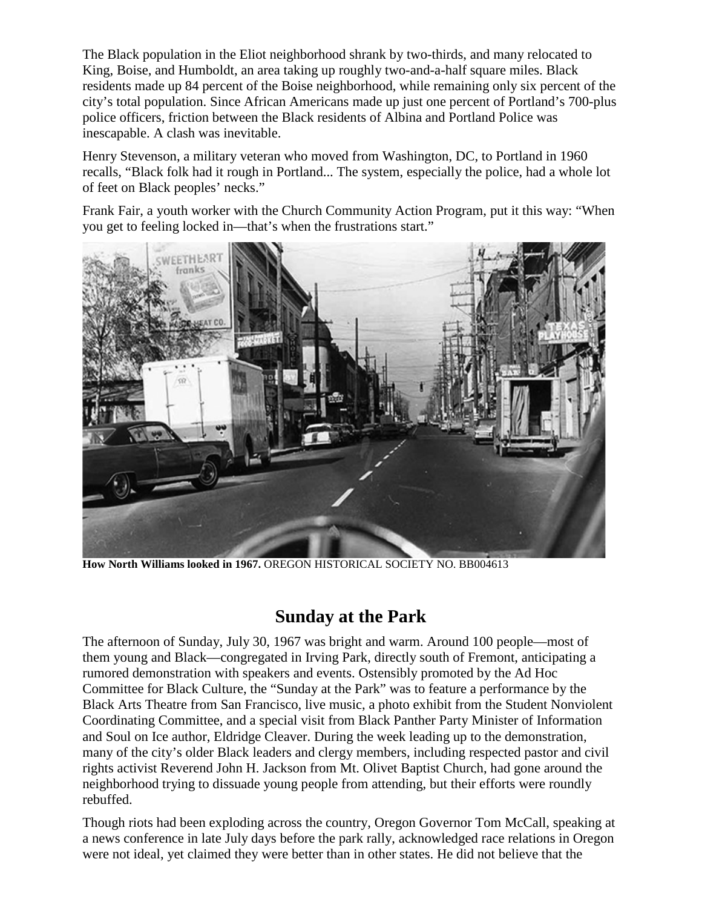The Black population in the Eliot neighborhood shrank by two-thirds, and many relocated to King, Boise, and Humboldt, an area taking up roughly two-and-a-half square miles. Black residents made up 84 percent of the Boise neighborhood, while remaining only six percent of the city's total population. Since African Americans made up just one percent of Portland's 700-plus police officers, friction between the Black residents of Albina and Portland Police was inescapable. A clash was inevitable.

Henry Stevenson, a military veteran who moved from Washington, DC, to Portland in 1960 recalls, "Black folk had it rough in Portland... The system, especially the police, had a whole lot of feet on Black peoples' necks."

Frank Fair, a youth worker with the Church Community Action Program, put it this way: "When you get to feeling locked in—that's when the frustrations start."

**How North Williams looked in 1967.** OREGON HISTORICAL SOCIETY NO. BB004613

## Sunday at the Park

The afternoon of Sunday, July 30, 1967 was bright and warm. Around 100 people—most of them young and Black—congregated in Irving Park, directly south of Fremont, anticipating a rumored demonstration with speakers and events. Ostensibly promoted by the Ad Hoc Committee for Black Culture, the "Sunday at the Park" was to feature a performance by the Black Arts Theatre from San Francisco, live music, a photo exhibit from the Student Nonviolent Coordinating Committee, and a special visit from Black Panther Party Minister of Information and Soul on Ice author, Eldridge Cleaver. During the week leading up to the demonstration, many of the city's older Black leaders and clergy members, including respected pastor and civil rights activist Reverend John H. Jackson from Mt. Olivet Baptist Church, had gone around the neighborhood trying to dissuade young people from attending, but their efforts were roundly rebuffed.

Though riots had been exploding across the country, Oregon Governor Tom McCall, speaking at a news conference in late July days before the park rally, acknowledged race relations in Oregon were not ideal, yet claimed they were better than in other states. He did not believe that the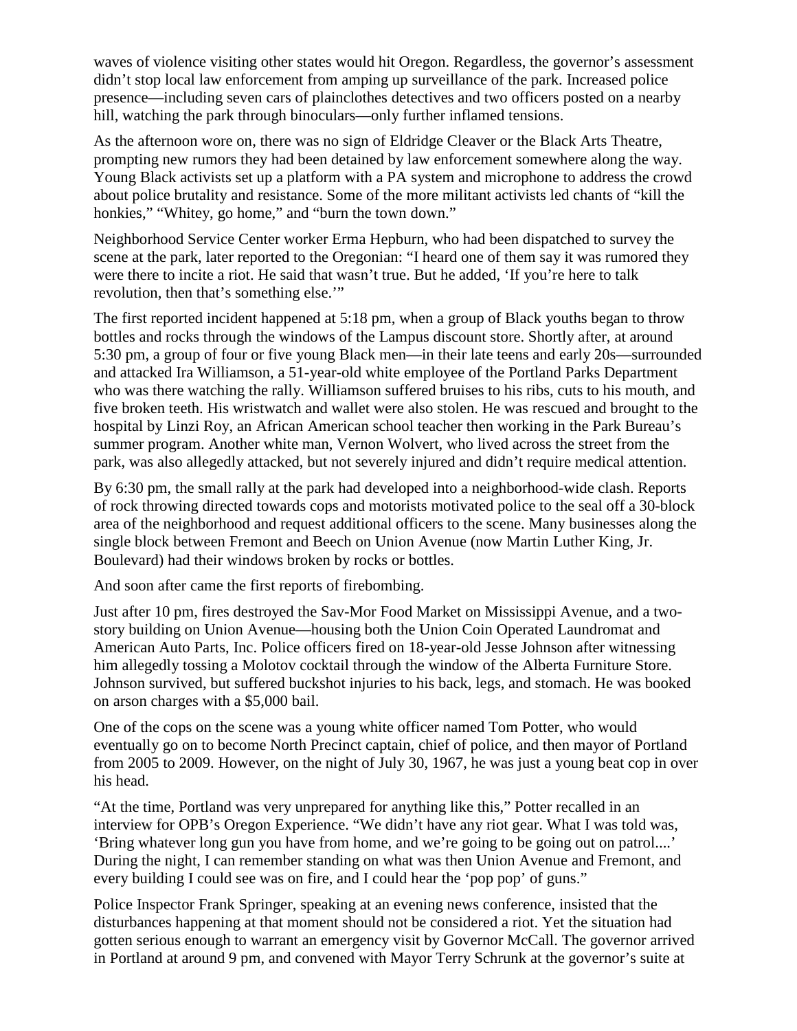waves of violence visiting other states would hit Oregon. Regardless, the governor's assessment didn't stop local law enforcement from amping up surveillance of the park. Increased police presence—including seven cars of plainclothes detectives and two officers posted on a nearby hill, watching the park through binoculars—only further inflamed tensions.

As the afternoon wore on, there was no sign of Eldridge Cleaver or the Black Arts Theatre, prompting new rumors they had been detained by law enforcement somewhere along the way. Young Black activists set up a platform with a PA system and microphone to address the crowd about police brutality and resistance. Some of the more militant activists led chants of "kill the honkies," "Whitey, go home," and "burn the town down."

Neighborhood Service Center worker Erma Hepburn, who had been dispatched to survey the scene at the park, later reported to the Oregonian: "I heard one of them say it was rumored they were there to incite a riot. He said that wasn't true. But he added, 'If you're here to talk revolution, then that's something else.'"

The first reported incident happened at 5:18 pm, when a group of Black youths began to throw bottles and rocks through the windows of the Lampus discount store. Shortly after, at around 5:30 pm, a group of four or five young Black men—in their late teens and early 20s—surrounded and attacked Ira Williamson, a 51-year-old white employee of the Portland Parks Department who was there watching the rally. Williamson suffered bruises to his ribs, cuts to his mouth, and five broken teeth. His wristwatch and wallet were also stolen. He was rescued and brought to the hospital by Linzi Roy, an African American school teacher then working in the Park Bureau's summer program. Another white man, Vernon Wolvert, who lived across the street from the park, was also allegedly attacked, but not severely injured and didn't require medical attention.

By 6:30 pm, the small rally at the park had developed into a neighborhood-wide clash. Reports of rock throwing directed towards cops and motorists motivated police to the seal off a 30-block area of the neighborhood and request additional officers to the scene. Many businesses along the single block between Fremont and Beech on Union Avenue (now Martin Luther King, Jr. Boulevard) had their windows broken by rocks or bottles.

And soon after came the first reports of firebombing.

Just after 10 pm, fires destroyed the Sav-Mor Food Market on Mississippi Avenue, and a two-story building on Union Avenue—housing both the Union Coin Operated Laundromat and American Auto Parts, Inc. Police officers fired on 18-year-old Jesse Johnson after witnessing him allegedly tossing a Molotov cocktail through the window of the Alberta Furniture Store. Johnson survived, but suffered buckshot injuries to his back, legs, and stomach. He was booked on arson charges with a $5,000 bail.

One of the cops on the scene was a young white officer named Tom Potter, who would eventually go on to become North Precinct captain, chief of police, and then mayor of Portland from 2005 to 2009. However, on the night of July 30, 1967, he was just a young beat cop in over his head.

"At the time, Portland was very unprepared for anything like this," Potter recalled in an interview for OPB's Oregon Experience. "We didn't have any riot gear. What I was told was, 'Bring whatever long gun you have from home, and we're going to be going out on patrol....' During the night, I can remember standing on what was then Union Avenue and Fremont, and every building I could see was on fire, and I could hear the 'pop pop' of guns."

Police Inspector Frank Springer, speaking at an evening news conference, insisted that the disturbances happening at that moment should not be considered a riot. Yet the situation had gotten serious enough to warrant an emergency visit by Governor McCall. The governor arrived in Portland at around 9 pm, and convened with Mayor Terry Schrunk at the governor's suite at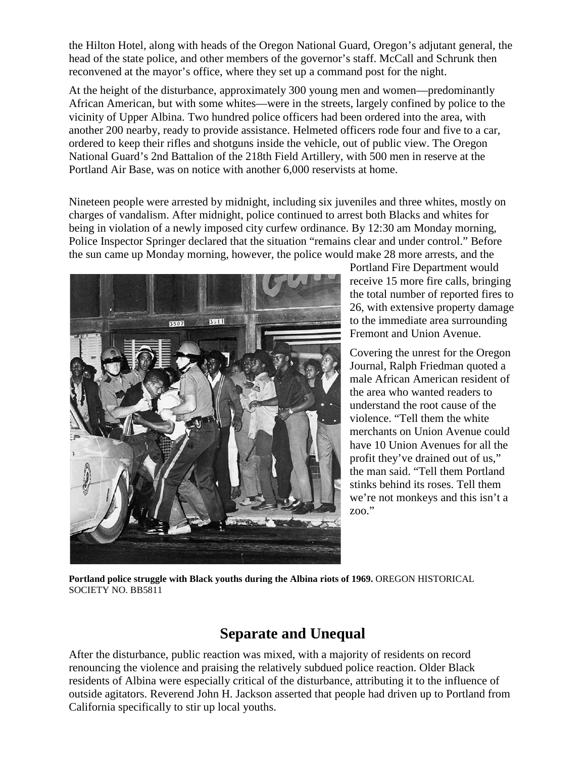the Hilton Hotel, along with heads of the Oregon National Guard, Oregon's adjutant general, the head of the state police, and other members of the governor's staff. McCall and Schrunk then reconvened at the mayor's office, where they set up a command post for the night.

At the height of the disturbance, approximately 300 young men and women—predominantly African American, but with some whites—were in the streets, largely confined by police to the vicinity of Upper Albina. Two hundred police officers had been ordered into the area, with another 200 nearby, ready to provide assistance. Helmeted officers rode four and five to a car, ordered to keep their rifles and shotguns inside the vehicle, out of public view. The Oregon National Guard's 2nd Battalion of the 218th Field Artillery, with 500 men in reserve at the Portland Air Base, was on notice with another 6,000 reservists at home.

Nineteen people were arrested by midnight, including six juveniles and three whites, mostly on charges of vandalism. After midnight, police continued to arrest both Blacks and whites for being in violation of a newly imposed city curfew ordinance. By 12:30 am Monday morning, Police Inspector Springer declared that the situation "remains clear and under control." Before the sun came up Monday morning, however, the police would make 28 more arrests, and the Portland Fire Department would receive 15 more fire calls, bringing the total number of reported fires to 26, with extensive property damage to the immediate area surrounding Fremont and Union Avenue.

Covering the unrest for the Oregon Journal, Ralph Friedman quoted a male African American resident of the area who wanted readers to understand the root cause of the violence. "Tell them the white merchants on Union Avenue could have 10 Union Avenues for all the profit they've drained out of us," the man said. "Tell them Portland stinks behind its roses. Tell them we're not monkeys and this isn't a zoo."

**Portland police struggle with Black youths during the Albina riots of 1969.** OREGON HISTORICAL SOCIETY NO. BB5811

## Separate and Unequal

After the disturbance, public reaction was mixed, with a majority of residents on record renouncing the violence and praising the relatively subdued police reaction. Older Black residents of Albina were especially critical of the disturbance, attributing it to the influence of outside agitators. Reverend John H. Jackson asserted that people had driven up to Portland from California specifically to stir up local youths.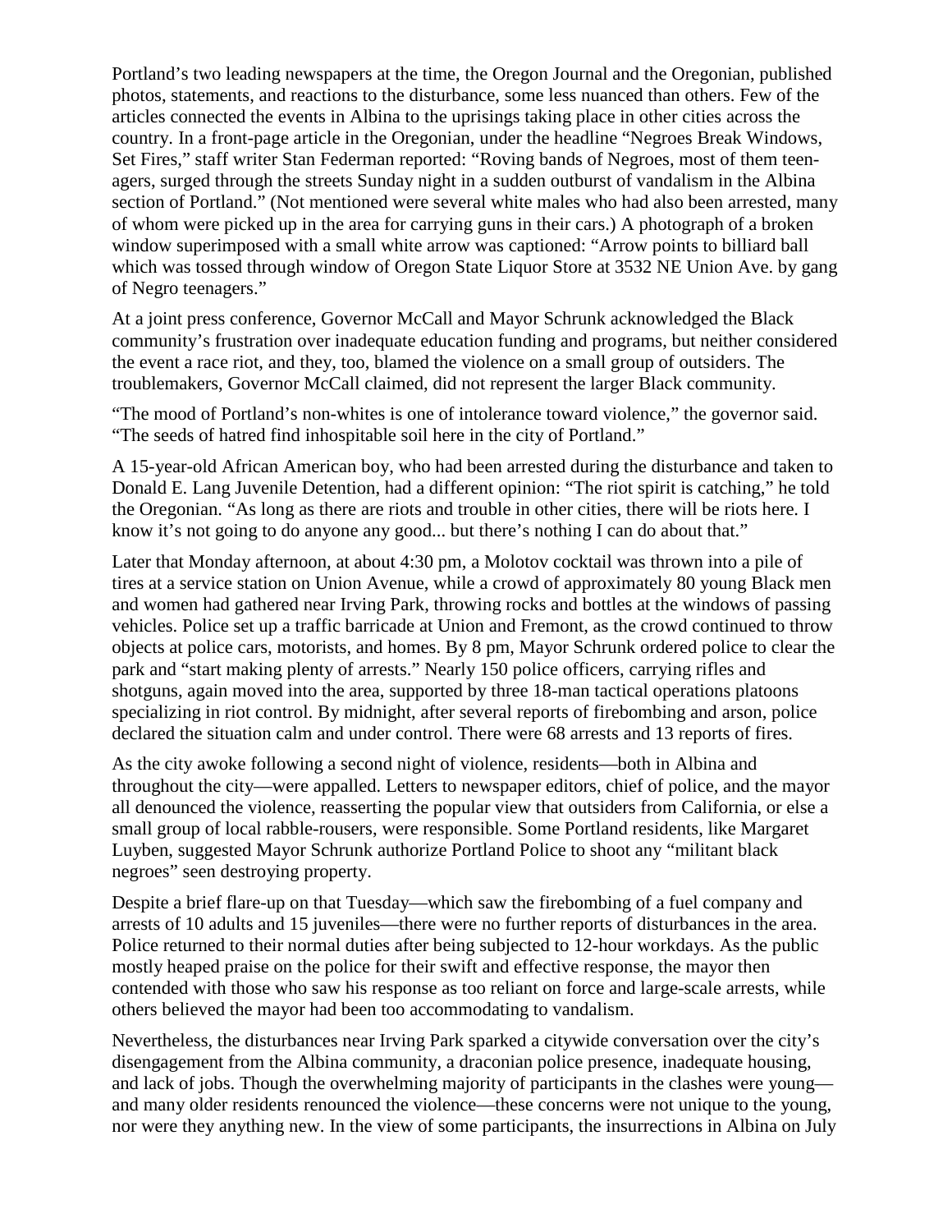Portland's two leading newspapers at the time, the Oregon Journal and the Oregonian, published photos, statements, and reactions to the disturbance, some less nuanced than others. Few of the articles connected the events in Albina to the uprisings taking place in other cities across the country. In a front-page article in the Oregonian, under the headline "Negroes Break Windows, Set Fires," staff writer Stan Federman reported: "Roving bands of Negroes, most of them teen-agers, surged through the streets Sunday night in a sudden outburst of vandalism in the Albina section of Portland." (Not mentioned were several white males who had also been arrested, many of whom were picked up in the area for carrying guns in their cars.) A photograph of a broken window superimposed with a small white arrow was captioned: "Arrow points to billiard ball which was tossed through window of Oregon State Liquor Store at 3532 NE Union Ave. by gang of Negro teenagers."

At a joint press conference, Governor McCall and Mayor Schrunk acknowledged the Black community's frustration over inadequate education funding and programs, but neither considered the event a race riot, and they, too, blamed the violence on a small group of outsiders. The troublemakers, Governor McCall claimed, did not represent the larger Black community.

"The mood of Portland's non-whites is one of intolerance toward violence," the governor said. "The seeds of hatred find inhospitable soil here in the city of Portland."

A 15-year-old African American boy, who had been arrested during the disturbance and taken to Donald E. Lang Juvenile Detention, had a different opinion: "The riot spirit is catching," he told the Oregonian. "As long as there are riots and trouble in other cities, there will be riots here. I know it's not going to do anyone any good... but there's nothing I can do about that."

Later that Monday afternoon, at about 4:30 pm, a Molotov cocktail was thrown into a pile of tires at a service station on Union Avenue, while a crowd of approximately 80 young Black men and women had gathered near Irving Park, throwing rocks and bottles at the windows of passing vehicles. Police set up a traffic barricade at Union and Fremont, as the crowd continued to throw objects at police cars, motorists, and homes. By 8 pm, Mayor Schrunk ordered police to clear the park and "start making plenty of arrests." Nearly 150 police officers, carrying rifles and shotguns, again moved into the area, supported by three 18-man tactical operations platoons specializing in riot control. By midnight, after several reports of firebombing and arson, police declared the situation calm and under control. There were 68 arrests and 13 reports of fires.

As the city awoke following a second night of violence, residents—both in Albina and throughout the city—were appalled. Letters to newspaper editors, chief of police, and the mayor all denounced the violence, reasserting the popular view that outsiders from California, or else a small group of local rabble-rousers, were responsible. Some Portland residents, like Margaret Luyben, suggested Mayor Schrunk authorize Portland Police to shoot any "militant black negroes" seen destroying property.

Despite a brief flare-up on that Tuesday—which saw the firebombing of a fuel company and arrests of 10 adults and 15 juveniles—there were no further reports of disturbances in the area. Police returned to their normal duties after being subjected to 12-hour workdays. As the public mostly heaped praise on the police for their swift and effective response, the mayor then contended with those who saw his response as too reliant on force and large-scale arrests, while others believed the mayor had been too accommodating to vandalism.

Nevertheless, the disturbances near Irving Park sparked a citywide conversation over the city's disengagement from the Albina community, a draconian police presence, inadequate housing, and lack of jobs. Though the overwhelming majority of participants in the clashes were young—and many older residents renounced the violence—these concerns were not unique to the young, nor were they anything new. In the view of some participants, the insurrections in Albina on July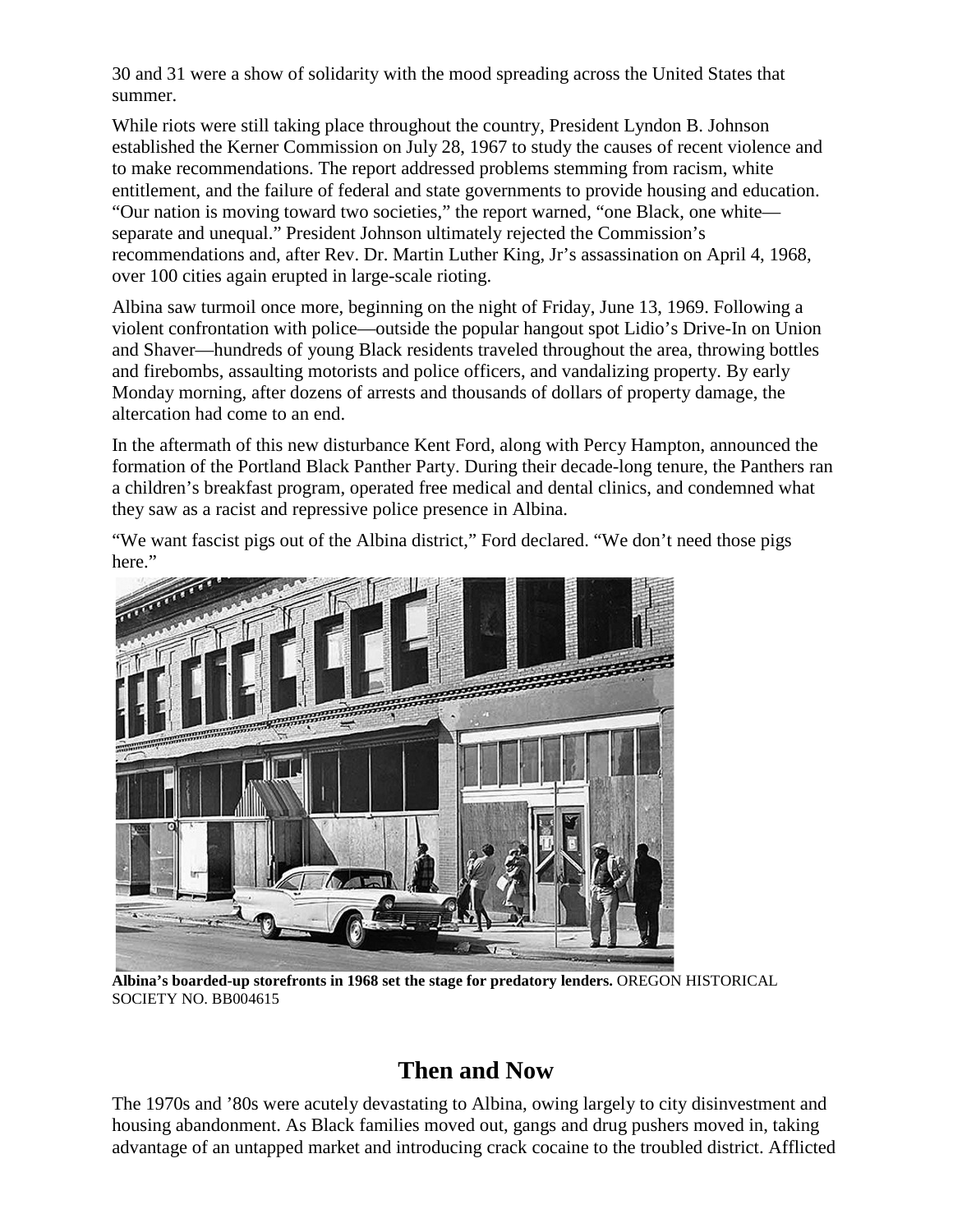30 and 31 were a show of solidarity with the mood spreading across the United States that summer.

While riots were still taking place throughout the country, President Lyndon B. Johnson established the Kerner Commission on July 28, 1967 to study the causes of recent violence and to make recommendations. The report addressed problems stemming from racism, white entitlement, and the failure of federal and state governments to provide housing and education. "Our nation is moving toward two societies," the report warned, "one Black, one white—separate and unequal." President Johnson ultimately rejected the Commission's recommendations and, after Rev. Dr. Martin Luther King, Jr's assassination on April 4, 1968, over 100 cities again erupted in large-scale rioting.

Albina saw turmoil once more, beginning on the night of Friday, June 13, 1969. Following a violent confrontation with police—outside the popular hangout spot Lidio's Drive-In on Union and Shaver—hundreds of young Black residents traveled throughout the area, throwing bottles and firebombs, assaulting motorists and police officers, and vandalizing property. By early Monday morning, after dozens of arrests and thousands of dollars of property damage, the altercation had come to an end.

In the aftermath of this new disturbance Kent Ford, along with Percy Hampton, announced the formation of the Portland Black Panther Party. During their decade-long tenure, the Panthers ran a children's breakfast program, operated free medical and dental clinics, and condemned what they saw as a racist and repressive police presence in Albina.

"We want fascist pigs out of the Albina district," Ford declared. "We don't need those pigs here."

**Albina's boarded-up storefronts in 1968 set the stage for predatory lenders.** OREGON HISTORICAL SOCIETY NO. BB004615

## Then and Now

The 1970s and '80s were acutely devastating to Albina, owing largely to city disinvestment and housing abandonment. As Black families moved out, gangs and drug pushers moved in, taking advantage of an untapped market and introducing crack cocaine to the troubled district. Afflicted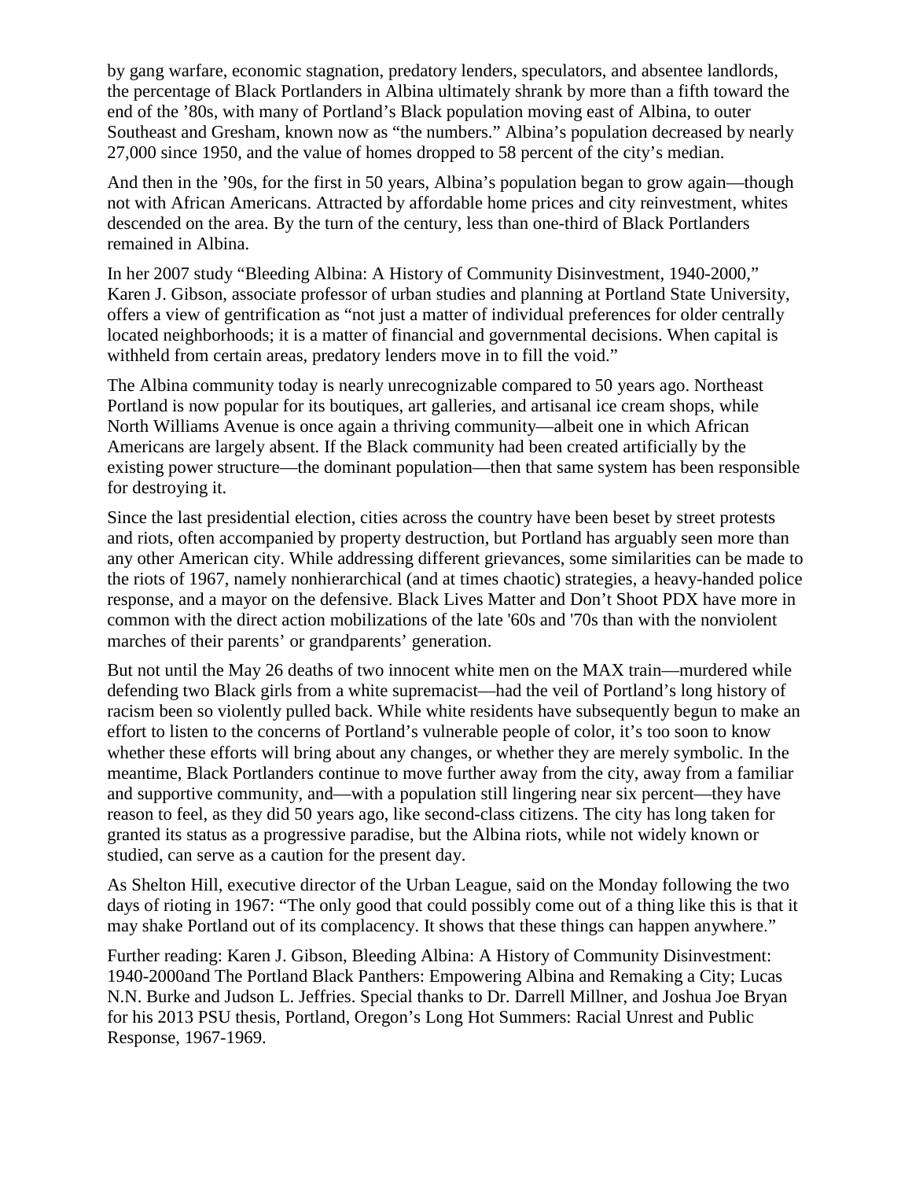by gang warfare, economic stagnation, predatory lenders, speculators, and absentee landlords, the percentage of Black Portlanders in Albina ultimately shrank by more than a fifth toward the end of the ’80s, with many of Portland’s Black population moving east of Albina, to outer Southeast and Gresham, known now as “the numbers.” Albina’s population decreased by nearly 27,000 since 1950, and the value of homes dropped to 58 percent of the city’s median.

And then in the ’90s, for the first in 50 years, Albina’s population began to grow again—though not with African Americans. Attracted by affordable home prices and city reinvestment, whites descended on the area. By the turn of the century, less than one-third of Black Portlanders remained in Albina.

In her 2007 study “Bleeding Albina: A History of Community Disinvestment, 1940-2000,” Karen J. Gibson, associate professor of urban studies and planning at Portland State University, offers a view of gentrification as “not just a matter of individual preferences for older centrally located neighborhoods; it is a matter of financial and governmental decisions. When capital is withheld from certain areas, predatory lenders move in to fill the void.”

The Albina community today is nearly unrecognizable compared to 50 years ago. Northeast Portland is now popular for its boutiques, art galleries, and artisanal ice cream shops, while North Williams Avenue is once again a thriving community—albeit one in which African Americans are largely absent. If the Black community had been created artificially by the existing power structure—the dominant population—then that same system has been responsible for destroying it.

Since the last presidential election, cities across the country have been beset by street protests and riots, often accompanied by property destruction, but Portland has arguably seen more than any other American city. While addressing different grievances, some similarities can be made to the riots of 1967, namely nonhierarchical (and at times chaotic) strategies, a heavy-handed police response, and a mayor on the defensive. Black Lives Matter and Don’t Shoot PDX have more in common with the direct action mobilizations of the late '60s and '70s than with the nonviolent marches of their parents’ or grandparents’ generation.

But not until the May 26 deaths of two innocent white men on the MAX train—murdered while defending two Black girls from a white supremacist—had the veil of Portland’s long history of racism been so violently pulled back. While white residents have subsequently begun to make an effort to listen to the concerns of Portland’s vulnerable people of color, it’s too soon to know whether these efforts will bring about any changes, or whether they are merely symbolic. In the meantime, Black Portlanders continue to move further away from the city, away from a familiar and supportive community, and—with a population still lingering near six percent—they have reason to feel, as they did 50 years ago, like second-class citizens. The city has long taken for granted its status as a progressive paradise, but the Albina riots, while not widely known or studied, can serve as a caution for the present day.

As Shelton Hill, executive director of the Urban League, said on the Monday following the two days of rioting in 1967: “The only good that could possibly come out of a thing like this is that it may shake Portland out of its complacency. It shows that these things can happen anywhere.”

Further reading: Karen J. Gibson, Bleeding Albina: A History of Community Disinvestment: 1940-2000and The Portland Black Panthers: Empowering Albina and Remaking a City; Lucas N.N. Burke and Judson L. Jeffries. Special thanks to Dr. Darrell Millner, and Joshua Joe Bryan for his 2013 PSU thesis, Portland, Oregon’s Long Hot Summers: Racial Unrest and Public Response, 1967-1969.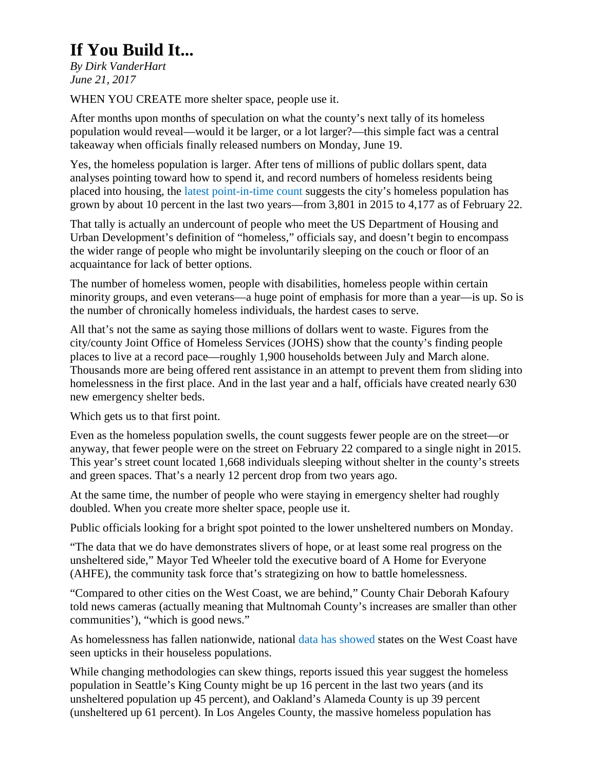# If You Build It...

*By Dirk VanderHart*
*June 21, 2017*

WHEN YOU CREATE more shelter space, people use it.

After months upon months of speculation on what the county's next tally of its homeless population would reveal—would it be larger, or a lot larger?—this simple fact was a central takeaway when officials finally released numbers on Monday, June 19.

Yes, the homeless population is larger. After tens of millions of public dollars spent, data analyses pointing toward how to spend it, and record numbers of homeless residents being placed into housing, the latest point-in-time count suggests the city's homeless population has grown by about 10 percent in the last two years—from 3,801 in 2015 to 4,177 as of February 22.

That tally is actually an undercount of people who meet the US Department of Housing and Urban Development's definition of "homeless," officials say, and doesn't begin to encompass the wider range of people who might be involuntarily sleeping on the couch or floor of an acquaintance for lack of better options.

The number of homeless women, people with disabilities, homeless people within certain minority groups, and even veterans—a huge point of emphasis for more than a year—is up. So is the number of chronically homeless individuals, the hardest cases to serve.

All that's not the same as saying those millions of dollars went to waste. Figures from the city/county Joint Office of Homeless Services (JOHS) show that the county's finding people places to live at a record pace—roughly 1,900 households between July and March alone. Thousands more are being offered rent assistance in an attempt to prevent them from sliding into homelessness in the first place. And in the last year and a half, officials have created nearly 630 new emergency shelter beds.

Which gets us to that first point.

Even as the homeless population swells, the count suggests fewer people are on the street—or anyway, that fewer people were on the street on February 22 compared to a single night in 2015. This year's street count located 1,668 individuals sleeping without shelter in the county's streets and green spaces. That's a nearly 12 percent drop from two years ago.

At the same time, the number of people who were staying in emergency shelter had roughly doubled. When you create more shelter space, people use it.

Public officials looking for a bright spot pointed to the lower unsheltered numbers on Monday.

"The data that we do have demonstrates slivers of hope, or at least some real progress on the unsheltered side," Mayor Ted Wheeler told the executive board of A Home for Everyone (AHFE), the community task force that's strategizing on how to battle homelessness.

"Compared to other cities on the West Coast, we are behind," County Chair Deborah Kafoury told news cameras (actually meaning that Multnomah County's increases are smaller than other communities'), "which is good news."

As homelessness has fallen nationwide, national data has showed states on the West Coast have seen upticks in their houseless populations.

While changing methodologies can skew things, reports issued this year suggest the homeless population in Seattle's King County might be up 16 percent in the last two years (and its unsheltered population up 45 percent), and Oakland's Alameda County is up 39 percent (unsheltered up 61 percent). In Los Angeles County, the massive homeless population has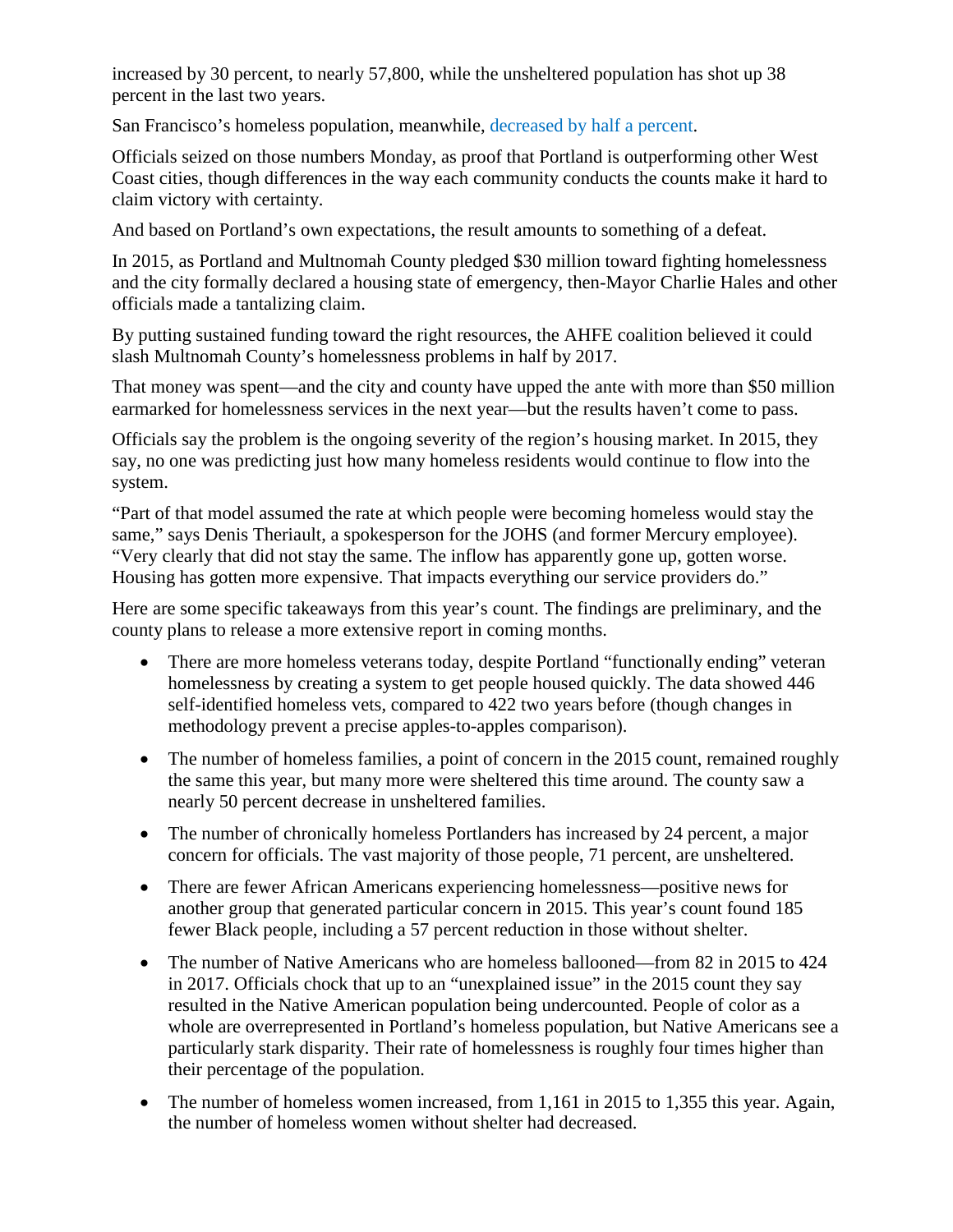increased by 30 percent, to nearly 57,800, while the unsheltered population has shot up 38 percent in the last two years.

San Francisco's homeless population, meanwhile, decreased by half a percent.

Officials seized on those numbers Monday, as proof that Portland is outperforming other West Coast cities, though differences in the way each community conducts the counts make it hard to claim victory with certainty.

And based on Portland's own expectations, the result amounts to something of a defeat.

In 2015, as Portland and Multnomah County pledged $30 million toward fighting homelessness and the city formally declared a housing state of emergency, then-Mayor Charlie Hales and other officials made a tantalizing claim.

By putting sustained funding toward the right resources, the AHFE coalition believed it could slash Multnomah County's homelessness problems in half by 2017.

That money was spent—and the city and county have upped the ante with more than $50 million earmarked for homelessness services in the next year—but the results haven't come to pass.

Officials say the problem is the ongoing severity of the region's housing market. In 2015, they say, no one was predicting just how many homeless residents would continue to flow into the system.

"Part of that model assumed the rate at which people were becoming homeless would stay the same," says Denis Theriault, a spokesperson for the JOHS (and former Mercury employee). "Very clearly that did not stay the same. The inflow has apparently gone up, gotten worse. Housing has gotten more expensive. That impacts everything our service providers do."

Here are some specific takeaways from this year's count. The findings are preliminary, and the county plans to release a more extensive report in coming months.

- There are more homeless veterans today, despite Portland "functionally ending" veteran homelessness by creating a system to get people housed quickly. The data showed 446 self-identified homeless vets, compared to 422 two years before (though changes in methodology prevent a precise apples-to-apples comparison).
- The number of homeless families, a point of concern in the 2015 count, remained roughly the same this year, but many more were sheltered this time around. The county saw a nearly 50 percent decrease in unsheltered families.
- The number of chronically homeless Portlanders has increased by 24 percent, a major concern for officials. The vast majority of those people, 71 percent, are unsheltered.
- There are fewer African Americans experiencing homelessness—positive news for another group that generated particular concern in 2015. This year's count found 185 fewer Black people, including a 57 percent reduction in those without shelter.
- The number of Native Americans who are homeless ballooned—from 82 in 2015 to 424 in 2017. Officials chock that up to an "unexplained issue" in the 2015 count they say resulted in the Native American population being undercounted. People of color as a whole are overrepresented in Portland's homeless population, but Native Americans see a particularly stark disparity. Their rate of homelessness is roughly four times higher than their percentage of the population.
- The number of homeless women increased, from 1,161 in 2015 to 1,355 this year. Again, the number of homeless women without shelter had decreased.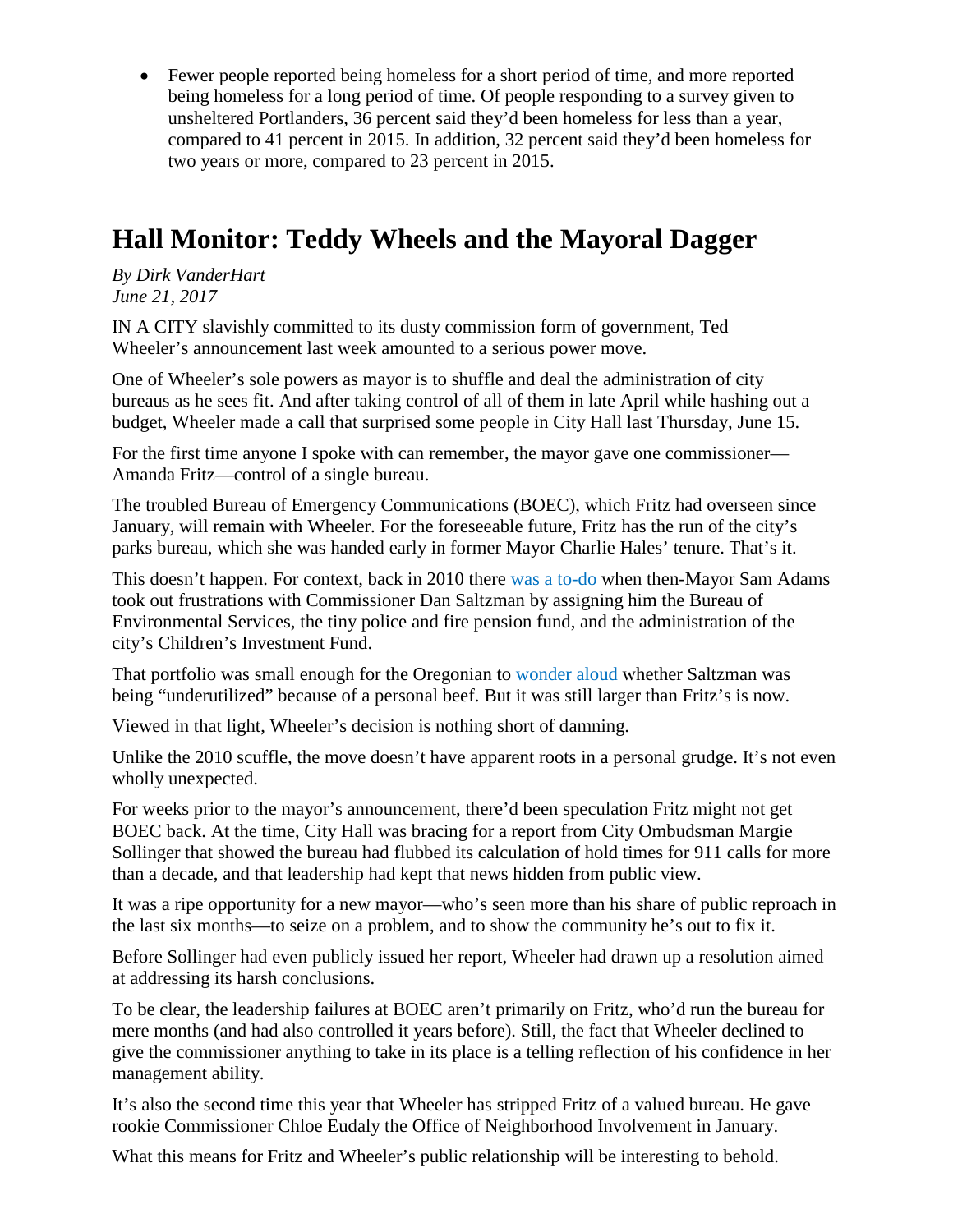- Fewer people reported being homeless for a short period of time, and more reported being homeless for a long period of time. Of people responding to a survey given to unsheltered Portlanders, 36 percent said they'd been homeless for less than a year, compared to 41 percent in 2015. In addition, 32 percent said they'd been homeless for two years or more, compared to 23 percent in 2015.

# Hall Monitor: Teddy Wheels and the Mayoral Dagger

*By Dirk VanderHart*
*June 21, 2017*

IN A CITY slavishly committed to its dusty commission form of government, Ted Wheeler's announcement last week amounted to a serious power move.

One of Wheeler's sole powers as mayor is to shuffle and deal the administration of city bureaus as he sees fit. And after taking control of all of them in late April while hashing out a budget, Wheeler made a call that surprised some people in City Hall last Thursday, June 15.

For the first time anyone I spoke with can remember, the mayor gave one commissioner—Amanda Fritz—control of a single bureau.

The troubled Bureau of Emergency Communications (BOEC), which Fritz had overseen since January, will remain with Wheeler. For the foreseeable future, Fritz has the run of the city's parks bureau, which she was handed early in former Mayor Charlie Hales' tenure. That's it.

This doesn't happen. For context, back in 2010 there was a to-do when then-Mayor Sam Adams took out frustrations with Commissioner Dan Saltzman by assigning him the Bureau of Environmental Services, the tiny police and fire pension fund, and the administration of the city's Children's Investment Fund.

That portfolio was small enough for the Oregonian to wonder aloud whether Saltzman was being "underutilized" because of a personal beef. But it was still larger than Fritz's is now.

Viewed in that light, Wheeler's decision is nothing short of damning.

Unlike the 2010 scuffle, the move doesn't have apparent roots in a personal grudge. It's not even wholly unexpected.

For weeks prior to the mayor's announcement, there'd been speculation Fritz might not get BOEC back. At the time, City Hall was bracing for a report from City Ombudsman Margie Sollinger that showed the bureau had flubbed its calculation of hold times for 911 calls for more than a decade, and that leadership had kept that news hidden from public view.

It was a ripe opportunity for a new mayor—who's seen more than his share of public reproach in the last six months—to seize on a problem, and to show the community he's out to fix it.

Before Sollinger had even publicly issued her report, Wheeler had drawn up a resolution aimed at addressing its harsh conclusions.

To be clear, the leadership failures at BOEC aren't primarily on Fritz, who'd run the bureau for mere months (and had also controlled it years before). Still, the fact that Wheeler declined to give the commissioner anything to take in its place is a telling reflection of his confidence in her management ability.

It's also the second time this year that Wheeler has stripped Fritz of a valued bureau. He gave rookie Commissioner Chloe Eudaly the Office of Neighborhood Involvement in January.

What this means for Fritz and Wheeler's public relationship will be interesting to behold.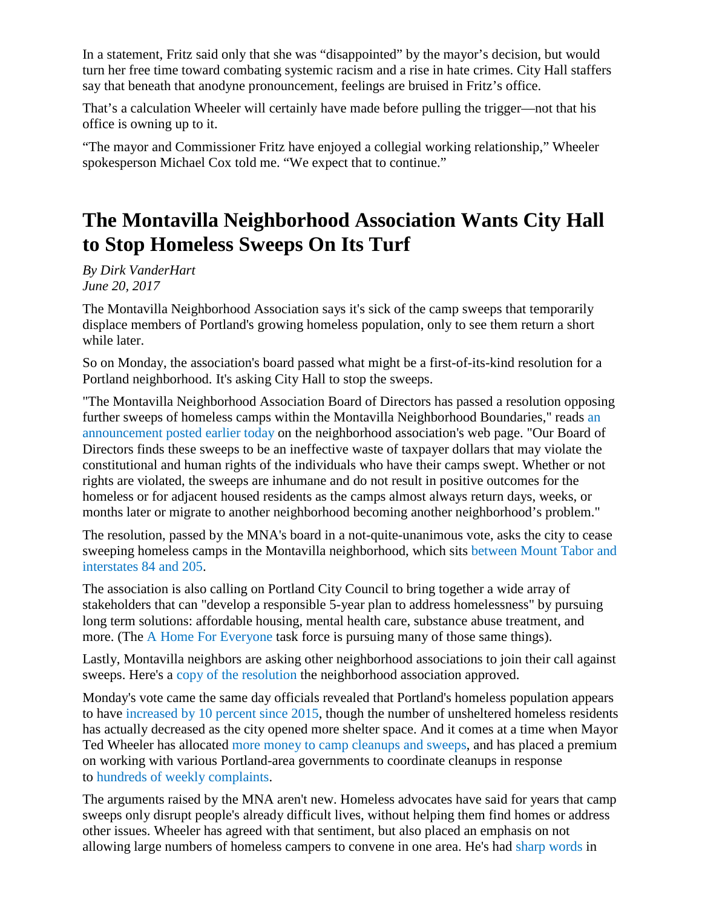In a statement, Fritz said only that she was "disappointed" by the mayor's decision, but would turn her free time toward combating systemic racism and a rise in hate crimes. City Hall staffers say that beneath that anodyne pronouncement, feelings are bruised in Fritz's office.

That's a calculation Wheeler will certainly have made before pulling the trigger—not that his office is owning up to it.

"The mayor and Commissioner Fritz have enjoyed a collegial working relationship," Wheeler spokesperson Michael Cox told me. "We expect that to continue."

# The Montavilla Neighborhood Association Wants City Hall to Stop Homeless Sweeps On Its Turf

*By Dirk VanderHart*
*June 20, 2017*

The Montavilla Neighborhood Association says it's sick of the camp sweeps that temporarily displace members of Portland's growing homeless population, only to see them return a short while later.

So on Monday, the association's board passed what might be a first-of-its-kind resolution for a Portland neighborhood. It's asking City Hall to stop the sweeps.

"The Montavilla Neighborhood Association Board of Directors has passed a resolution opposing further sweeps of homeless camps within the Montavilla Neighborhood Boundaries," reads an announcement posted earlier today on the neighborhood association's web page. "Our Board of Directors finds these sweeps to be an ineffective waste of taxpayer dollars that may violate the constitutional and human rights of the individuals who have their camps swept. Whether or not rights are violated, the sweeps are inhumane and do not result in positive outcomes for the homeless or for adjacent housed residents as the camps almost always return days, weeks, or months later or migrate to another neighborhood becoming another neighborhood's problem."

The resolution, passed by the MNA's board in a not-quite-unanimous vote, asks the city to cease sweeping homeless camps in the Montavilla neighborhood, which sits between Mount Tabor and interstates 84 and 205.

The association is also calling on Portland City Council to bring together a wide array of stakeholders that can "develop a responsible 5-year plan to address homelessness" by pursuing long term solutions: affordable housing, mental health care, substance abuse treatment, and more. (The A Home For Everyone task force is pursuing many of those same things).

Lastly, Montavilla neighbors are asking other neighborhood associations to join their call against sweeps. Here's a copy of the resolution the neighborhood association approved.

Monday's vote came the same day officials revealed that Portland's homeless population appears to have increased by 10 percent since 2015, though the number of unsheltered homeless residents has actually decreased as the city opened more shelter space. And it comes at a time when Mayor Ted Wheeler has allocated more money to camp cleanups and sweeps, and has placed a premium on working with various Portland-area governments to coordinate cleanups in response to hundreds of weekly complaints.

The arguments raised by the MNA aren't new. Homeless advocates have said for years that camp sweeps only disrupt people's already difficult lives, without helping them find homes or address other issues. Wheeler has agreed with that sentiment, but also placed an emphasis on not allowing large numbers of homeless campers to convene in one area. He's had sharp words in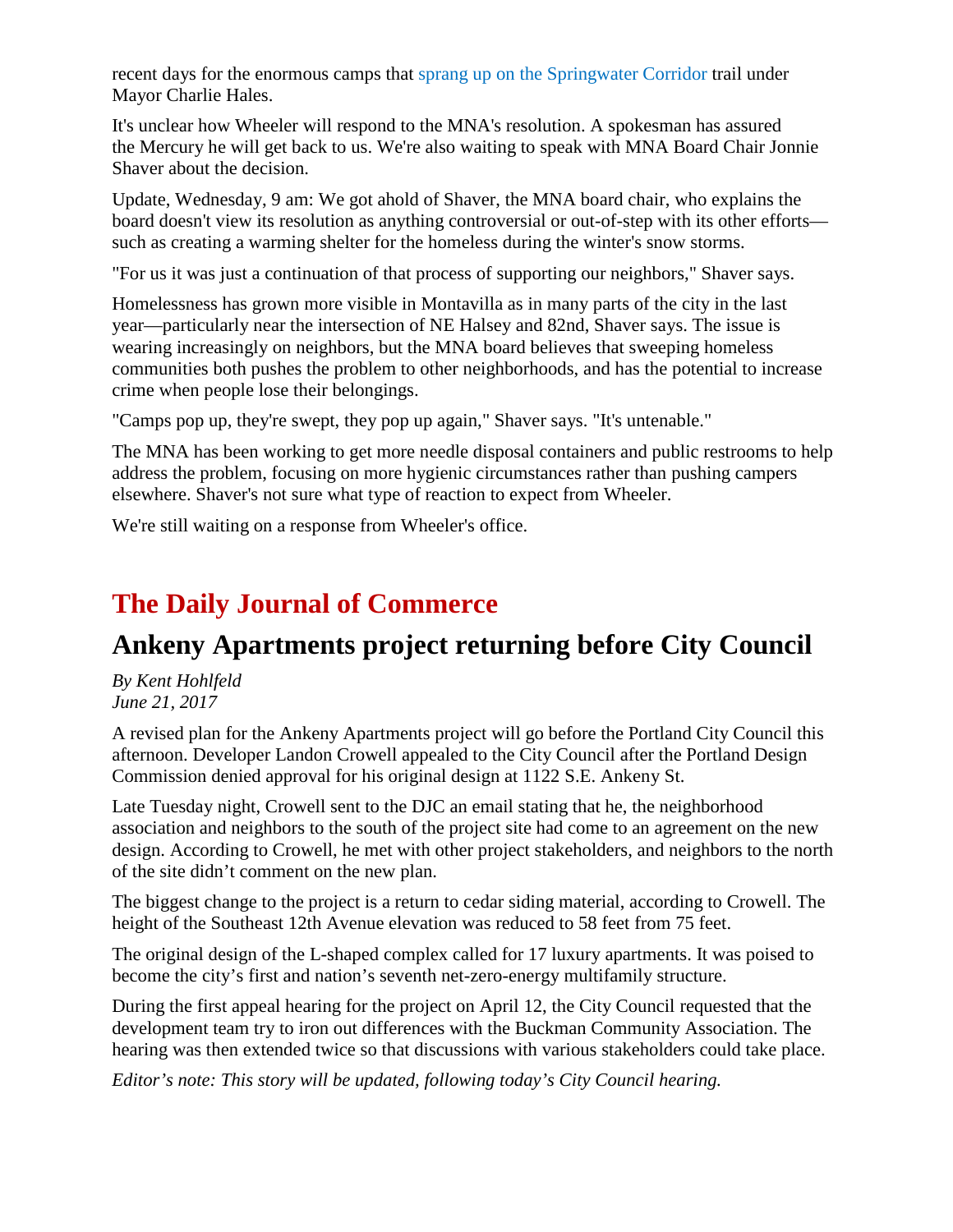recent days for the enormous camps that sprang up on the Springwater Corridor trail under Mayor Charlie Hales.

It's unclear how Wheeler will respond to the MNA's resolution. A spokesman has assured the Mercury he will get back to us. We're also waiting to speak with MNA Board Chair Jonnie Shaver about the decision.

Update, Wednesday, 9 am: We got ahold of Shaver, the MNA board chair, who explains the board doesn't view its resolution as anything controversial or out-of-step with its other efforts—such as creating a warming shelter for the homeless during the winter's snow storms.

"For us it was just a continuation of that process of supporting our neighbors," Shaver says.

Homelessness has grown more visible in Montavilla as in many parts of the city in the last year—particularly near the intersection of NE Halsey and 82nd, Shaver says. The issue is wearing increasingly on neighbors, but the MNA board believes that sweeping homeless communities both pushes the problem to other neighborhoods, and has the potential to increase crime when people lose their belongings.

"Camps pop up, they're swept, they pop up again," Shaver says. "It's untenable."

The MNA has been working to get more needle disposal containers and public restrooms to help address the problem, focusing on more hygienic circumstances rather than pushing campers elsewhere. Shaver's not sure what type of reaction to expect from Wheeler.

We're still waiting on a response from Wheeler's office.

## The Daily Journal of Commerce

## Ankeny Apartments project returning before City Council

*By Kent Hohlfeld*
*June 21, 2017*

A revised plan for the Ankeny Apartments project will go before the Portland City Council this afternoon. Developer Landon Crowell appealed to the City Council after the Portland Design Commission denied approval for his original design at 1122 S.E. Ankeny St.

Late Tuesday night, Crowell sent to the DJC an email stating that he, the neighborhood association and neighbors to the south of the project site had come to an agreement on the new design. According to Crowell, he met with other project stakeholders, and neighbors to the north of the site didn't comment on the new plan.

The biggest change to the project is a return to cedar siding material, according to Crowell. The height of the Southeast 12th Avenue elevation was reduced to 58 feet from 75 feet.

The original design of the L-shaped complex called for 17 luxury apartments. It was poised to become the city's first and nation's seventh net-zero-energy multifamily structure.

During the first appeal hearing for the project on April 12, the City Council requested that the development team try to iron out differences with the Buckman Community Association. The hearing was then extended twice so that discussions with various stakeholders could take place.

*Editor's note: This story will be updated, following today's City Council hearing.*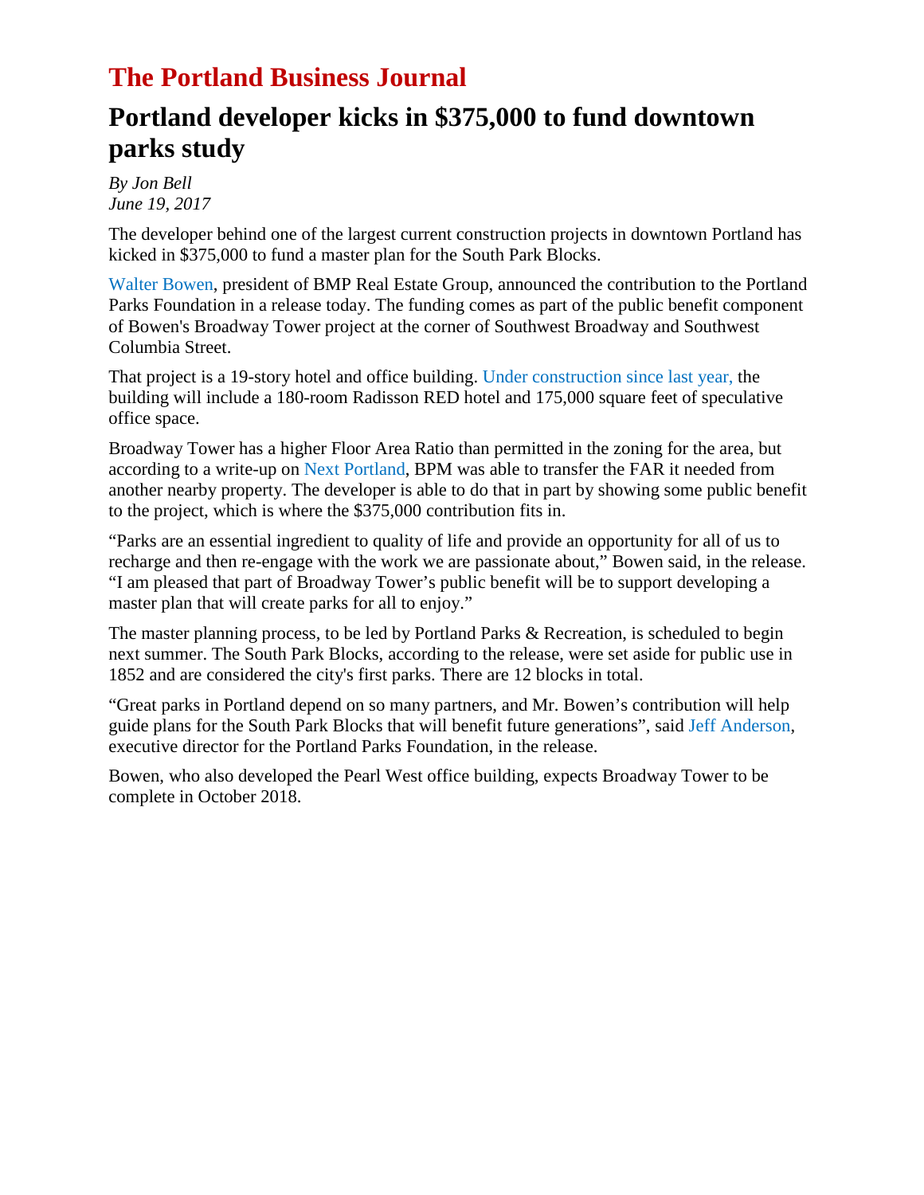# The Portland Business Journal

## Portland developer kicks in $375,000 to fund downtown parks study

*By Jon Bell*
*June 19, 2017*

The developer behind one of the largest current construction projects in downtown Portland has kicked in $375,000 to fund a master plan for the South Park Blocks.

Walter Bowen, president of BMP Real Estate Group, announced the contribution to the Portland Parks Foundation in a release today. The funding comes as part of the public benefit component of Bowen's Broadway Tower project at the corner of Southwest Broadway and Southwest Columbia Street.

That project is a 19-story hotel and office building. Under construction since last year, the building will include a 180-room Radisson RED hotel and 175,000 square feet of speculative office space.

Broadway Tower has a higher Floor Area Ratio than permitted in the zoning for the area, but according to a write-up on Next Portland, BPM was able to transfer the FAR it needed from another nearby property. The developer is able to do that in part by showing some public benefit to the project, which is where the $375,000 contribution fits in.

"Parks are an essential ingredient to quality of life and provide an opportunity for all of us to recharge and then re-engage with the work we are passionate about," Bowen said, in the release. "I am pleased that part of Broadway Tower's public benefit will be to support developing a master plan that will create parks for all to enjoy."

The master planning process, to be led by Portland Parks & Recreation, is scheduled to begin next summer. The South Park Blocks, according to the release, were set aside for public use in 1852 and are considered the city's first parks. There are 12 blocks in total.

"Great parks in Portland depend on so many partners, and Mr. Bowen's contribution will help guide plans for the South Park Blocks that will benefit future generations", said Jeff Anderson, executive director for the Portland Parks Foundation, in the release.

Bowen, who also developed the Pearl West office building, expects Broadway Tower to be complete in October 2018.